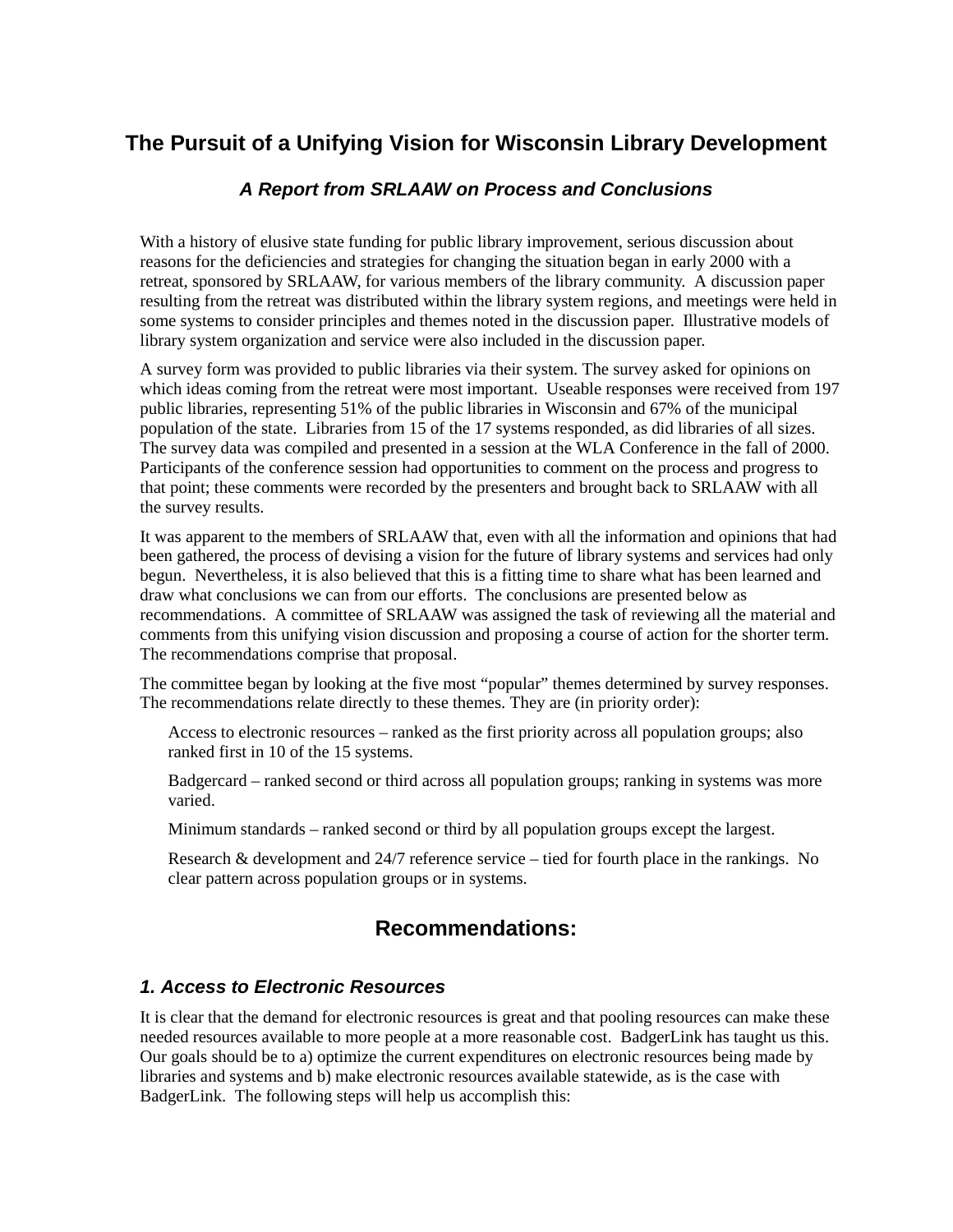# The Pursuit of a Unifying Vision for Wisconsin Library Development

### *A Report from SRLAAW on Process and Conclusions*

With a history of elusive state funding for public library improvement, serious discussion about reasons for the deficiencies and strategies for changing the situation began in early 2000 with a retreat, sponsored by SRLAAW, for various members of the library community. A discussion paper resulting from the retreat was distributed within the library system regions, and meetings were held in some systems to consider principles and themes noted in the discussion paper. Illustrative models of library system organization and service were also included in the discussion paper.

A survey form was provided to public libraries via their system. The survey asked for opinions on which ideas coming from the retreat were most important. Useable responses were received from 197 public libraries, representing 51% of the public libraries in Wisconsin and 67% of the municipal population of the state. Libraries from 15 of the 17 systems responded, as did libraries of all sizes. The survey data was compiled and presented in a session at the WLA Conference in the fall of 2000. Participants of the conference session had opportunities to comment on the process and progress to that point; these comments were recorded by the presenters and brought back to SRLAAW with all the survey results.

It was apparent to the members of SRLAAW that, even with all the information and opinions that had been gathered, the process of devising a vision for the future of library systems and services had only begun. Nevertheless, it is also believed that this is a fitting time to share what has been learned and draw what conclusions we can from our efforts. The conclusions are presented below as recommendations. A committee of SRLAAW was assigned the task of reviewing all the material and comments from this unifying vision discussion and proposing a course of action for the shorter term. The recommendations comprise that proposal.

The committee began by looking at the five most "popular" themes determined by survey responses. The recommendations relate directly to these themes. They are (in priority order):

Access to electronic resources – ranked as the first priority across all population groups; also ranked first in 10 of the 15 systems.

Badgercard – ranked second or third across all population groups; ranking in systems was more varied.

Minimum standards – ranked second or third by all population groups except the largest.

Research & development and 24/7 reference service – tied for fourth place in the rankings. No clear pattern across population groups or in systems.

## Recommendations:

### *1. Access to Electronic Resources*

It is clear that the demand for electronic resources is great and that pooling resources can make these needed resources available to more people at a more reasonable cost. BadgerLink has taught us this. Our goals should be to a) optimize the current expenditures on electronic resources being made by libraries and systems and b) make electronic resources available statewide, as is the case with BadgerLink. The following steps will help us accomplish this: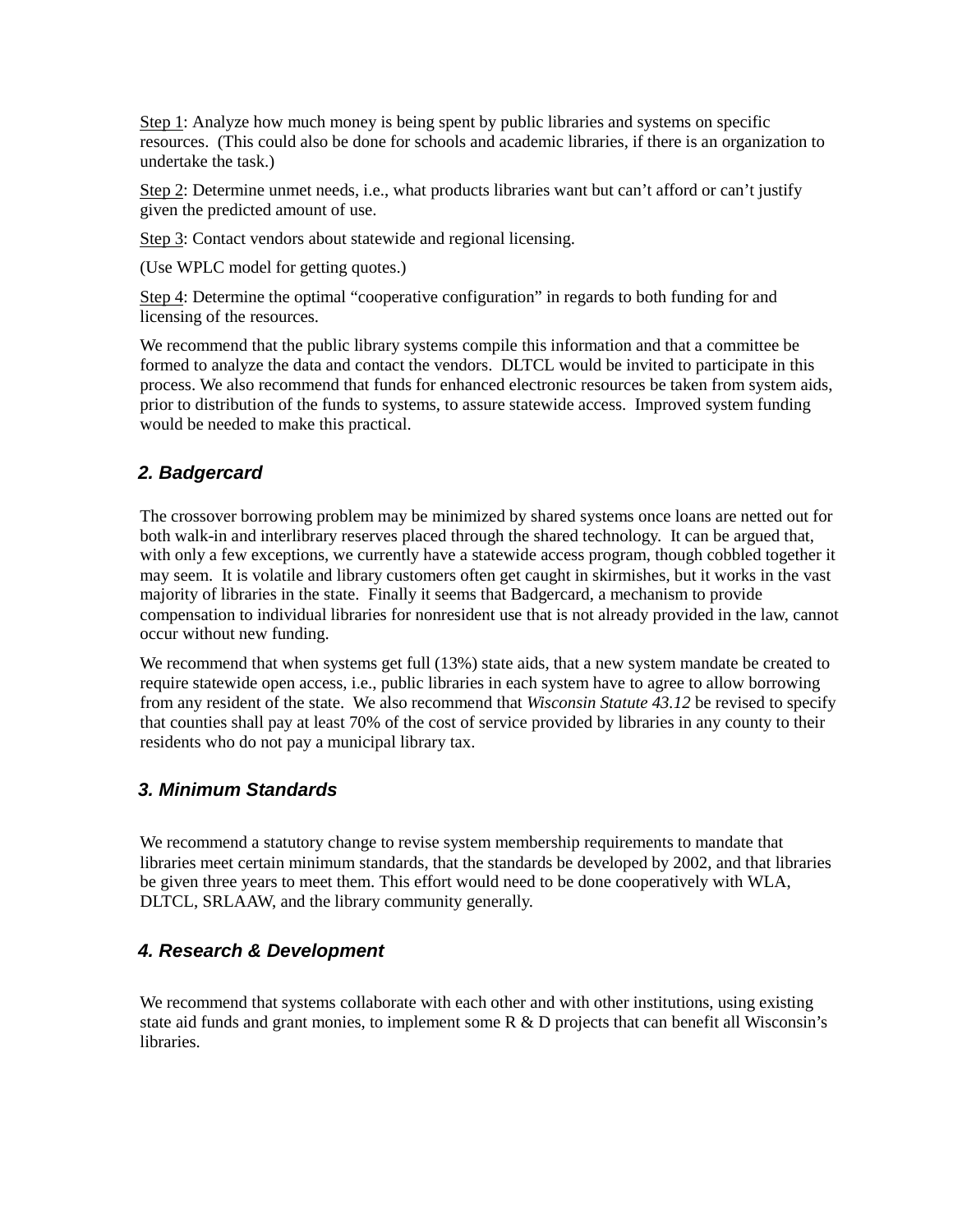Step 1: Analyze how much money is being spent by public libraries and systems on specific resources. (This could also be done for schools and academic libraries, if there is an organization to undertake the task.)

Step 2: Determine unmet needs, i.e., what products libraries want but can't afford or can't justify given the predicted amount of use.

Step 3: Contact vendors about statewide and regional licensing.

(Use WPLC model for getting quotes.)

Step 4: Determine the optimal "cooperative configuration" in regards to both funding for and licensing of the resources.

We recommend that the public library systems compile this information and that a committee be formed to analyze the data and contact the vendors. DLTCL would be invited to participate in this process. We also recommend that funds for enhanced electronic resources be taken from system aids, prior to distribution of the funds to systems, to assure statewide access. Improved system funding would be needed to make this practical.

### 2. Badgercard

The crossover borrowing problem may be minimized by shared systems once loans are netted out for both walk-in and interlibrary reserves placed through the shared technology. It can be argued that, with only a few exceptions, we currently have a statewide access program, though cobbled together it may seem. It is volatile and library customers often get caught in skirmishes, but it works in the vast majority of libraries in the state. Finally it seems that Badgercard, a mechanism to provide compensation to individual libraries for nonresident use that is not already provided in the law, cannot occur without new funding.

We recommend that when systems get full (13%) state aids, that a new system mandate be created to require statewide open access, i.e., public libraries in each system have to agree to allow borrowing from any resident of the state. We also recommend that *Wisconsin Statute 43.12* be revised to specify that counties shall pay at least 70% of the cost of service provided by libraries in any county to their residents who do not pay a municipal library tax.

### 3. Minimum Standards

We recommend a statutory change to revise system membership requirements to mandate that libraries meet certain minimum standards, that the standards be developed by 2002, and that libraries be given three years to meet them. This effort would need to be done cooperatively with WLA, DLTCL, SRLAAW, and the library community generally.

### 4. Research & Development

We recommend that systems collaborate with each other and with other institutions, using existing state aid funds and grant monies, to implement some R & D projects that can benefit all Wisconsin's libraries.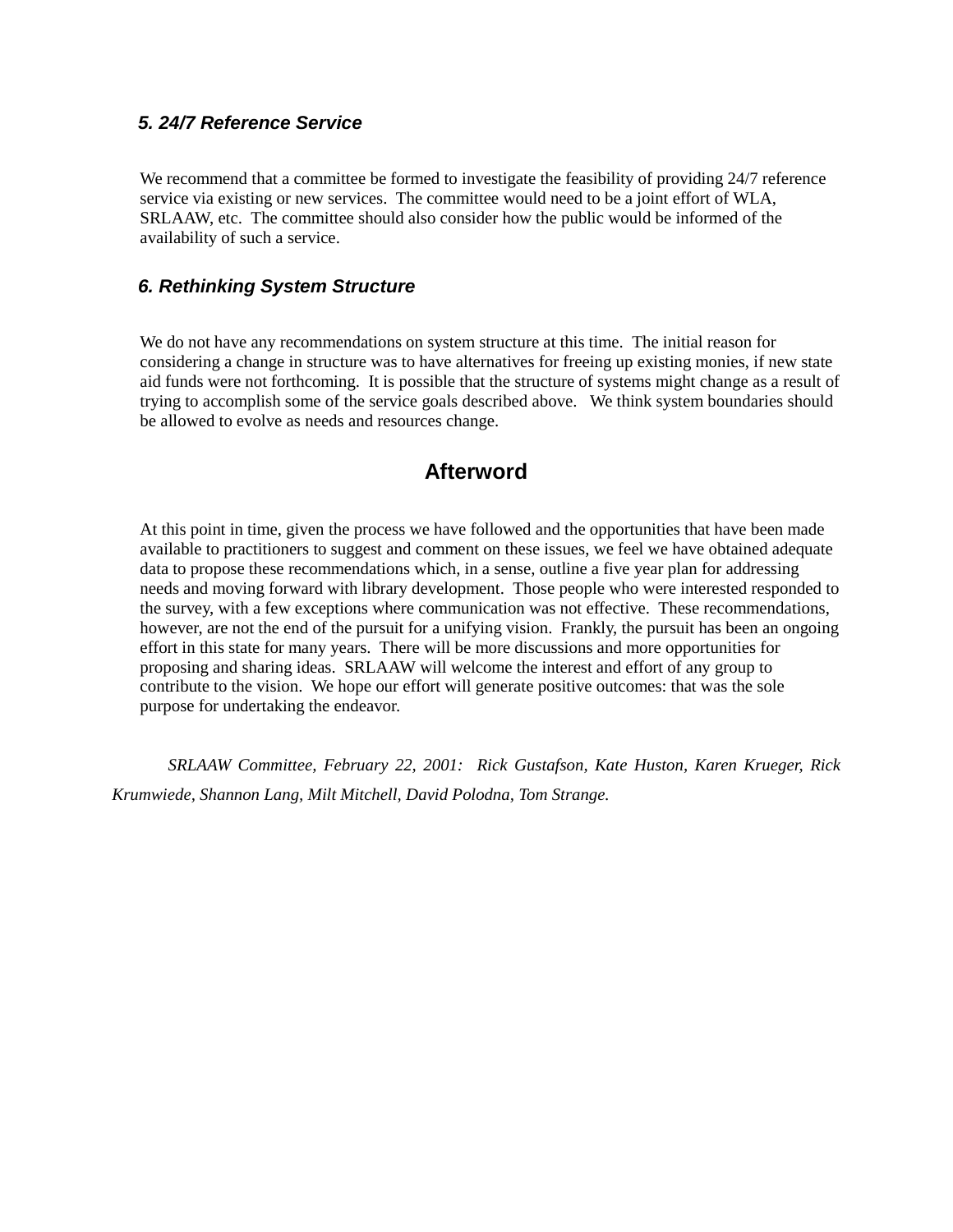### *5. 24/7 Reference Service*

We recommend that a committee be formed to investigate the feasibility of providing 24/7 reference service via existing or new services. The committee would need to be a joint effort of WLA, SRLAAW, etc. The committee should also consider how the public would be informed of the availability of such a service.

### *6. Rethinking System Structure*

We do not have any recommendations on system structure at this time. The initial reason for considering a change in structure was to have alternatives for freeing up existing monies, if new state aid funds were not forthcoming. It is possible that the structure of systems might change as a result of trying to accomplish some of the service goals described above. We think system boundaries should be allowed to evolve as needs and resources change.

## Afterword

At this point in time, given the process we have followed and the opportunities that have been made available to practitioners to suggest and comment on these issues, we feel we have obtained adequate data to propose these recommendations which, in a sense, outline a five year plan for addressing needs and moving forward with library development. Those people who were interested responded to the survey, with a few exceptions where communication was not effective. These recommendations, however, are not the end of the pursuit for a unifying vision. Frankly, the pursuit has been an ongoing effort in this state for many years. There will be more discussions and more opportunities for proposing and sharing ideas. SRLAAW will welcome the interest and effort of any group to contribute to the vision. We hope our effort will generate positive outcomes: that was the sole purpose for undertaking the endeavor.

*SRLAAW Committee, February 22, 2001: Rick Gustafson, Kate Huston, Karen Krueger, Rick Krumwiede, Shannon Lang, Milt Mitchell, David Polodna, Tom Strange.*